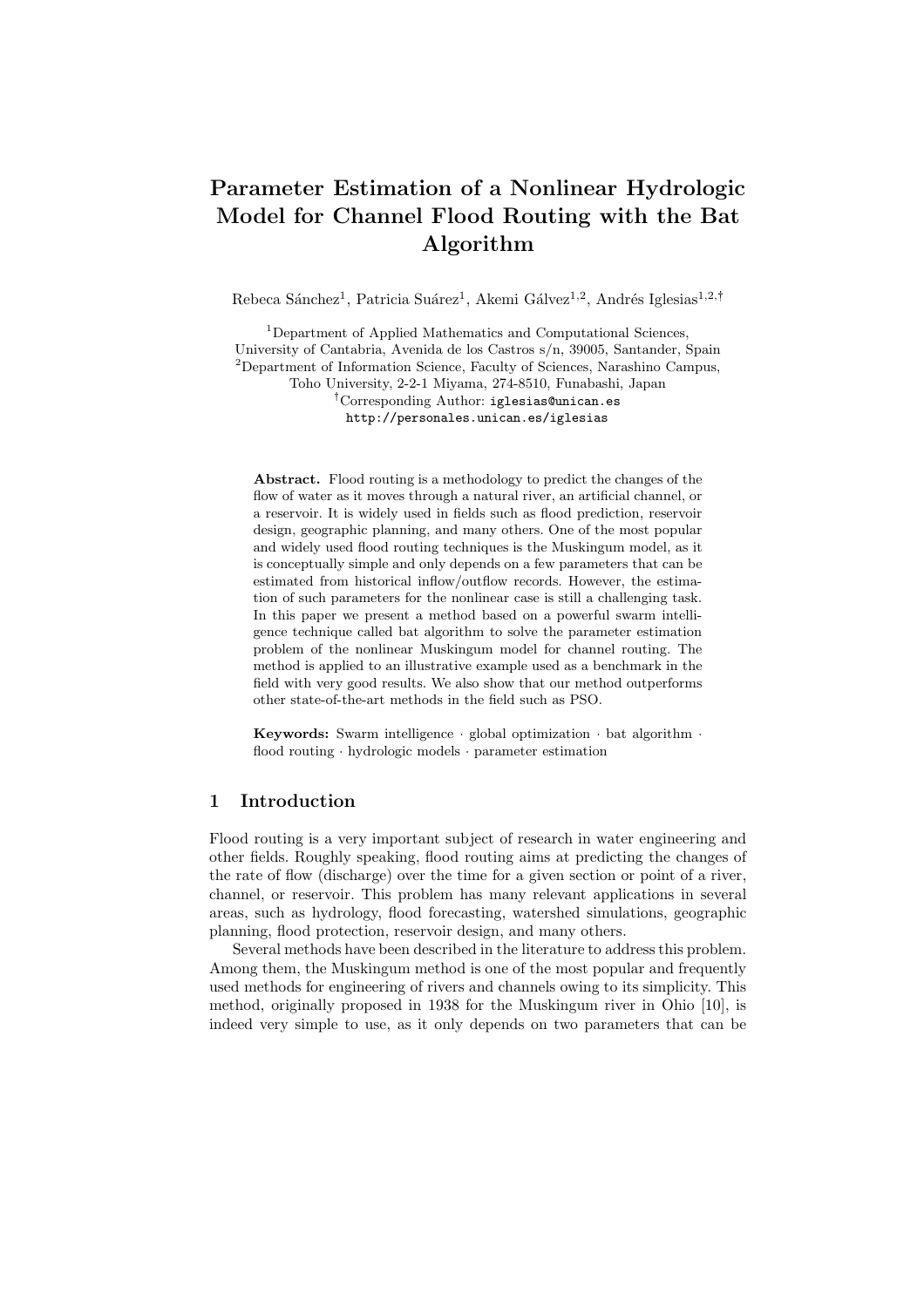# Parameter Estimation of a Nonlinear Hydrologic Model for Channel Flood Routing with the Bat Algorithm

Rebeca Sánchez[1], Patricia Suárez[1], Akemi Gálvez[1,2], Andrés Iglesias[1,2,†]

[1]Department of Applied Mathematics and Computational Sciences, University of Cantabria, Avenida de los Castros s/n, 39005, Santander, Spain
[2]Department of Information Science, Faculty of Sciences, Narashino Campus, Toho University, 2-2-1 Miyama, 274-8510, Funabashi, Japan
[†]Corresponding Author: iglesias@unican.es
http://personales.unican.es/iglesias

**Abstract.** Flood routing is a methodology to predict the changes of the flow of water as it moves through a natural river, an artificial channel, or a reservoir. It is widely used in fields such as flood prediction, reservoir design, geographic planning, and many others. One of the most popular and widely used flood routing techniques is the Muskingum model, as it is conceptually simple and only depends on a few parameters that can be estimated from historical inflow/outflow records. However, the estimation of such parameters for the nonlinear case is still a challenging task. In this paper we present a method based on a powerful swarm intelligence technique called bat algorithm to solve the parameter estimation problem of the nonlinear Muskingum model for channel routing. The method is applied to an illustrative example used as a benchmark in the field with very good results. We also show that our method outperforms other state-of-the-art methods in the field such as PSO.

**Keywords:** Swarm intelligence · global optimization · bat algorithm · flood routing · hydrologic models · parameter estimation

## 1 Introduction

Flood routing is a very important subject of research in water engineering and other fields. Roughly speaking, flood routing aims at predicting the changes of the rate of flow (discharge) over the time for a given section or point of a river, channel, or reservoir. This problem has many relevant applications in several areas, such as hydrology, flood forecasting, watershed simulations, geographic planning, flood protection, reservoir design, and many others.

Several methods have been described in the literature to address this problem. Among them, the Muskingum method is one of the most popular and frequently used methods for engineering of rivers and channels owing to its simplicity. This method, originally proposed in 1938 for the Muskingum river in Ohio [10], is indeed very simple to use, as it only depends on two parameters that can be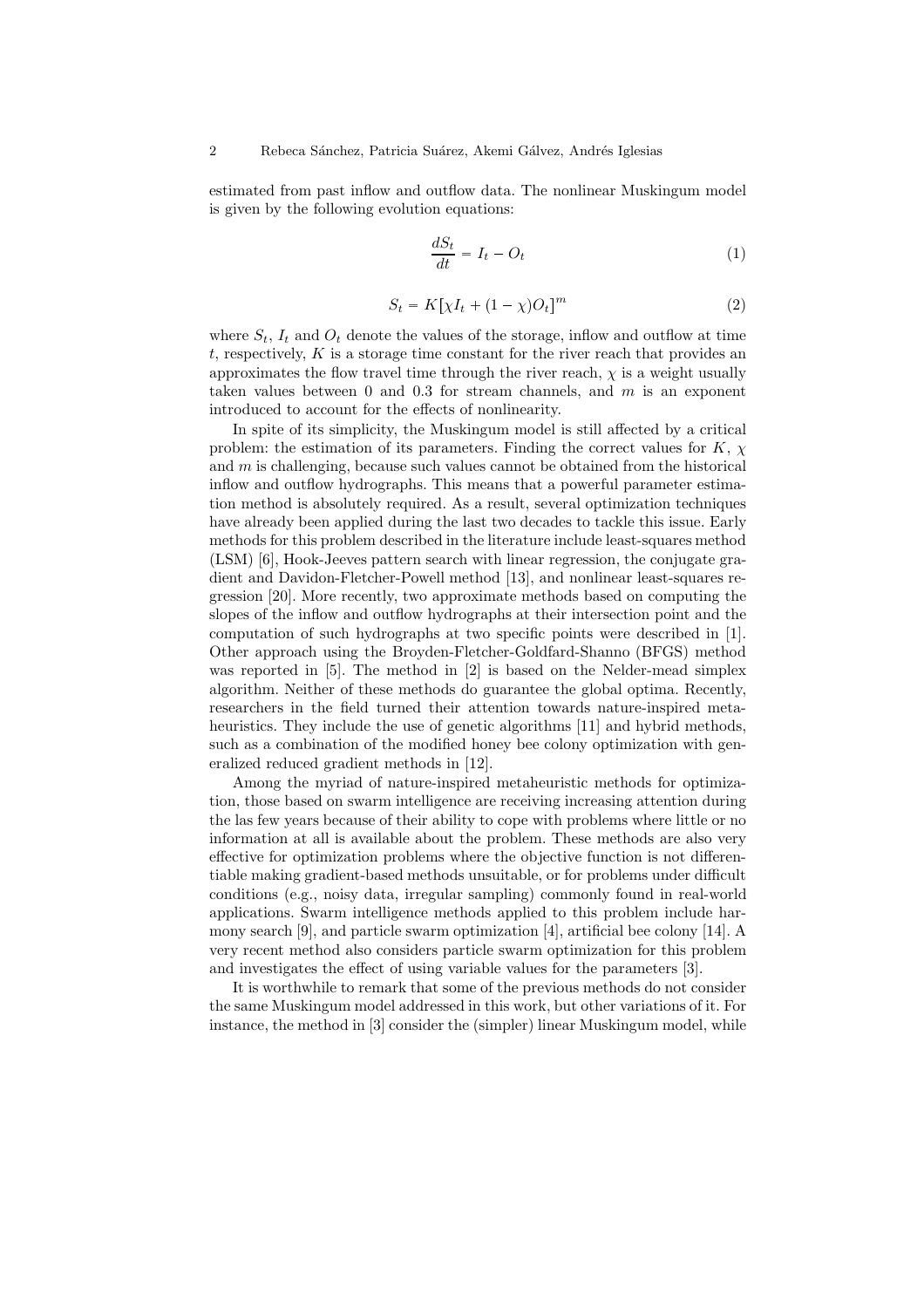estimated from past inflow and outflow data. The nonlinear Muskingum model is given by the following evolution equations:

$$\frac{dS_t}{dt} = I_t - O_t \tag{1}$$

$$S_t = K[\chi I_t + (1-\chi)O_t]^m \tag{2}$$

where $S_t$, $I_t$ and $O_t$ denote the values of the storage, inflow and outflow at time $t$, respectively, $K$ is a storage time constant for the river reach that provides an approximates the flow travel time through the river reach, $\chi$ is a weight usually taken values between 0 and 0.3 for stream channels, and $m$ is an exponent introduced to account for the effects of nonlinearity.

In spite of its simplicity, the Muskingum model is still affected by a critical problem: the estimation of its parameters. Finding the correct values for $K$, $\chi$ and $m$ is challenging, because such values cannot be obtained from the historical inflow and outflow hydrographs. This means that a powerful parameter estimation method is absolutely required. As a result, several optimization techniques have already been applied during the last two decades to tackle this issue. Early methods for this problem described in the literature include least-squares method (LSM) [6], Hook-Jeeves pattern search with linear regression, the conjugate gradient and Davidon-Fletcher-Powell method [13], and nonlinear least-squares regression [20]. More recently, two approximate methods based on computing the slopes of the inflow and outflow hydrographs at their intersection point and the computation of such hydrographs at two specific points were described in [1]. Other approach using the Broyden-Fletcher-Goldfard-Shanno (BFGS) method was reported in [5]. The method in [2] is based on the Nelder-mead simplex algorithm. Neither of these methods do guarantee the global optima. Recently, researchers in the field turned their attention towards nature-inspired metaheuristics. They include the use of genetic algorithms [11] and hybrid methods, such as a combination of the modified honey bee colony optimization with generalized reduced gradient methods in [12].

Among the myriad of nature-inspired metaheuristic methods for optimization, those based on swarm intelligence are receiving increasing attention during the las few years because of their ability to cope with problems where little or no information at all is available about the problem. These methods are also very effective for optimization problems where the objective function is not differentiable making gradient-based methods unsuitable, or for problems under difficult conditions (e.g., noisy data, irregular sampling) commonly found in real-world applications. Swarm intelligence methods applied to this problem include harmony search [9], and particle swarm optimization [4], artificial bee colony [14]. A very recent method also considers particle swarm optimization for this problem and investigates the effect of using variable values for the parameters [3].

It is worthwhile to remark that some of the previous methods do not consider the same Muskingum model addressed in this work, but other variations of it. For instance, the method in [3] consider the (simpler) linear Muskingum model, while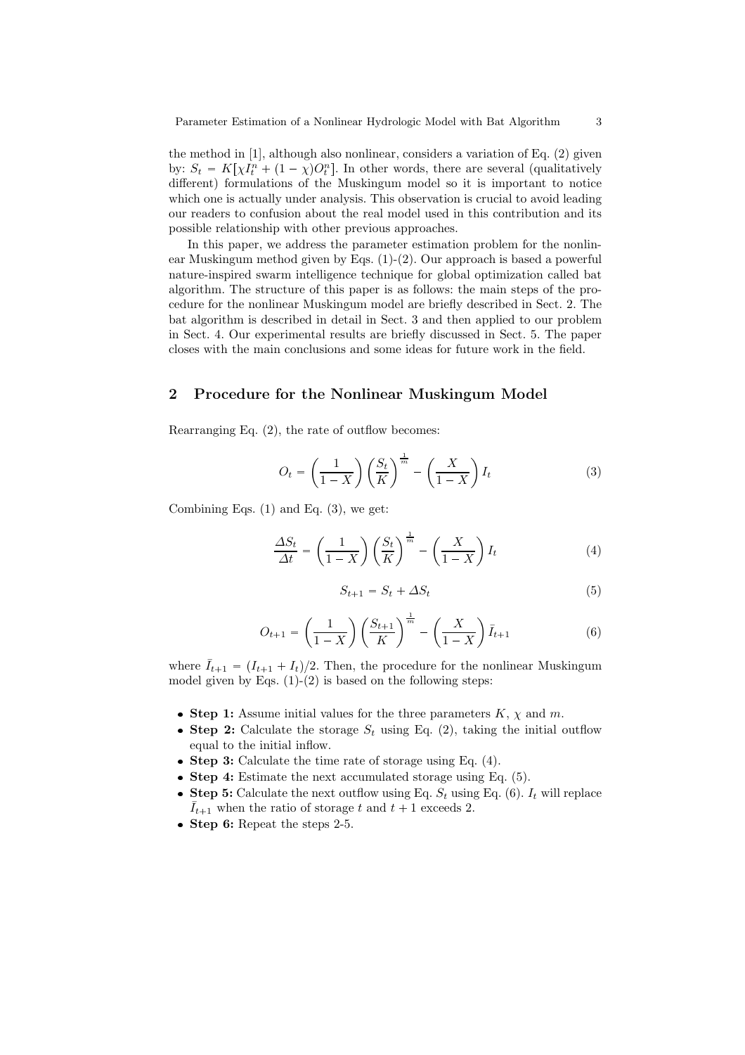the method in [1], although also nonlinear, considers a variation of Eq. (2) given by: $S_t = K[\chi I_t^n + (1-\chi)O_t^n]$. In other words, there are several (qualitatively different) formulations of the Muskingum model so it is important to notice which one is actually under analysis. This observation is crucial to avoid leading our readers to confusion about the real model used in this contribution and its possible relationship with other previous approaches.

In this paper, we address the parameter estimation problem for the nonlinear Muskingum method given by Eqs. (1)-(2). Our approach is based a powerful nature-inspired swarm intelligence technique for global optimization called bat algorithm. The structure of this paper is as follows: the main steps of the procedure for the nonlinear Muskingum model are briefly described in Sect. 2. The bat algorithm is described in detail in Sect. 3 and then applied to our problem in Sect. 4. Our experimental results are briefly discussed in Sect. 5. The paper closes with the main conclusions and some ideas for future work in the field.

## 2 Procedure for the Nonlinear Muskingum Model

Rearranging Eq. (2), the rate of outflow becomes:

$$O_t = \left(\frac{1}{1-X}\right)\left(\frac{S_t}{K}\right)^{\frac{1}{m}} - \left(\frac{X}{1-X}\right) I_t \tag{3}$$

Combining Eqs. (1) and Eq. (3), we get:

$$\frac{\Delta S_t}{\Delta t} = \left(\frac{1}{1-X}\right)\left(\frac{S_t}{K}\right)^{\frac{1}{m}} - \left(\frac{X}{1-X}\right) I_t \tag{4}$$

$$S_{t+1} = S_t + \Delta S_t \tag{5}$$

$$O_{t+1} = \left(\frac{1}{1-X}\right)\left(\frac{S_{t+1}}{K}\right)^{\frac{1}{m}} - \left(\frac{X}{1-X}\right) \bar{I}_{t+1} \tag{6}$$

where $\bar{I}_{t+1} = (I_{t+1} + I_t)/2$. Then, the procedure for the nonlinear Muskingum model given by Eqs. (1)-(2) is based on the following steps:

- **Step 1:** Assume initial values for the three parameters $K$, $\chi$ and $m$.
- **Step 2:** Calculate the storage $S_t$ using Eq. (2), taking the initial outflow equal to the initial inflow.
- **Step 3:** Calculate the time rate of storage using Eq. (4).
- **Step 4:** Estimate the next accumulated storage using Eq. (5).
- **Step 5:** Calculate the next outflow using Eq. $S_t$ using Eq. (6). $I_t$ will replace $\bar{I}_{t+1}$ when the ratio of storage $t$ and $t+1$ exceeds 2.
- **Step 6:** Repeat the steps 2-5.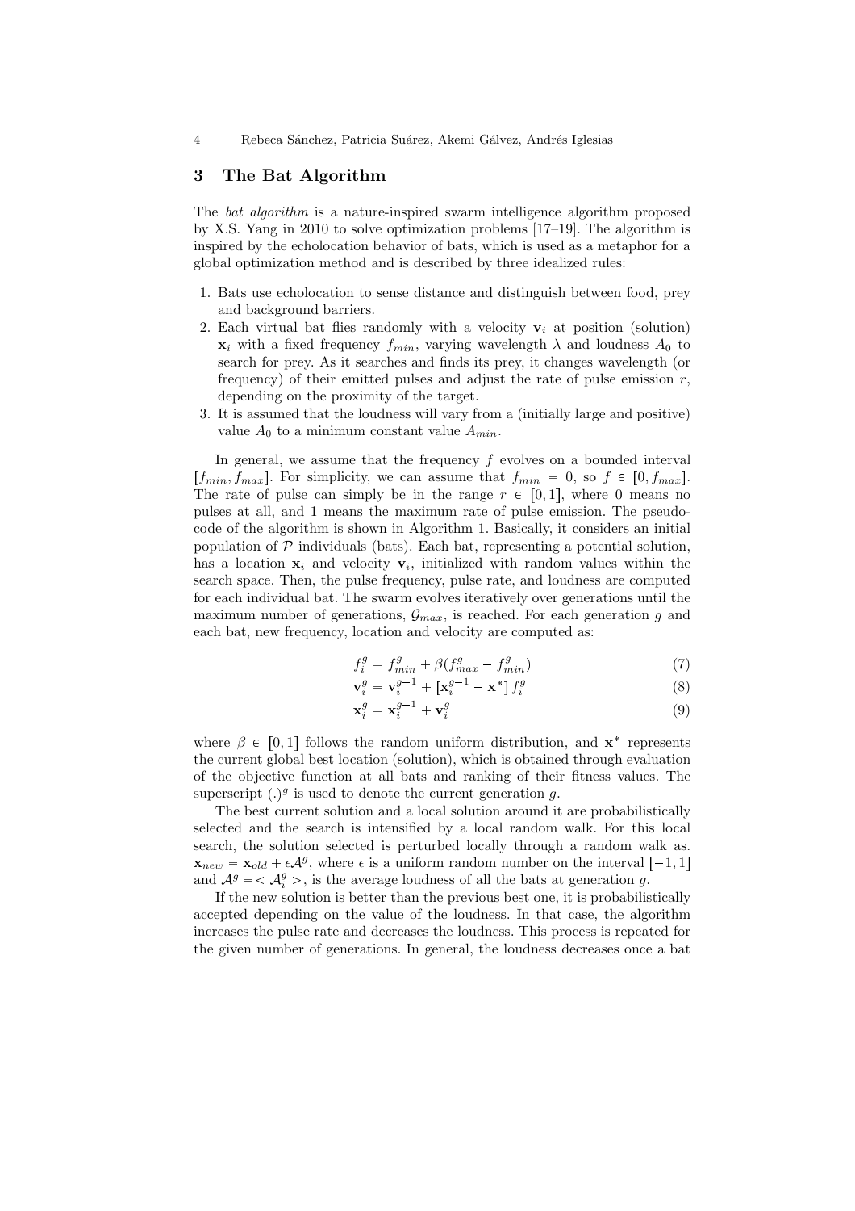## 3 The Bat Algorithm

The *bat algorithm* is a nature-inspired swarm intelligence algorithm proposed by X.S. Yang in 2010 to solve optimization problems [17–19]. The algorithm is inspired by the echolocation behavior of bats, which is used as a metaphor for a global optimization method and is described by three idealized rules:

1. Bats use echolocation to sense distance and distinguish between food, prey and background barriers.
2. Each virtual bat flies randomly with a velocity $\mathbf{v}_i$ at position (solution) $\mathbf{x}_i$ with a fixed frequency $f_{min}$, varying wavelength $\lambda$ and loudness $A_0$ to search for prey. As it searches and finds its prey, it changes wavelength (or frequency) of their emitted pulses and adjust the rate of pulse emission $r$, depending on the proximity of the target.
3. It is assumed that the loudness will vary from a (initially large and positive) value $A_0$ to a minimum constant value $A_{min}$.

In general, we assume that the frequency $f$ evolves on a bounded interval $[f_{min}, f_{max}]$. For simplicity, we can assume that $f_{min} = 0$, so $f \in [0, f_{max}]$. The rate of pulse can simply be in the range $r \in [0, 1]$, where 0 means no pulses at all, and 1 means the maximum rate of pulse emission. The pseudo-code of the algorithm is shown in Algorithm 1. Basically, it considers an initial population of $\mathcal{P}$ individuals (bats). Each bat, representing a potential solution, has a location $\mathbf{x}_i$ and velocity $\mathbf{v}_i$, initialized with random values within the search space. Then, the pulse frequency, pulse rate, and loudness are computed for each individual bat. The swarm evolves iteratively over generations until the maximum number of generations, $\mathcal{G}_{max}$, is reached. For each generation $g$ and each bat, new frequency, location and velocity are computed as:

$$f_i^g = f_{min}^g + \beta(f_{max}^g - f_{min}^g) \tag{7}$$

$$\mathbf{v}_i^g = \mathbf{v}_i^{g-1} + [\mathbf{x}_i^{g-1} - \mathbf{x}^*] f_i^g \tag{8}$$

$$\mathbf{x}_i^g = \mathbf{x}_i^{g-1} + \mathbf{v}_i^g \tag{9}$$

where $\beta \in [0, 1]$ follows the random uniform distribution, and $\mathbf{x}^*$ represents the current global best location (solution), which is obtained through evaluation of the objective function at all bats and ranking of their fitness values. The superscript $(.)^g$ is used to denote the current generation $g$.

The best current solution and a local solution around it are probabilistically selected and the search is intensified by a local random walk. For this local search, the solution selected is perturbed locally through a random walk as. $\mathbf{x}_{new} = \mathbf{x}_{old} + \epsilon \mathcal{A}^g$, where $\epsilon$ is a uniform random number on the interval $[-1, 1]$ and $\mathcal{A}^g = < \mathcal{A}_i^g >$, is the average loudness of all the bats at generation $g$.

If the new solution is better than the previous best one, it is probabilistically accepted depending on the value of the loudness. In that case, the algorithm increases the pulse rate and decreases the loudness. This process is repeated for the given number of generations. In general, the loudness decreases once a bat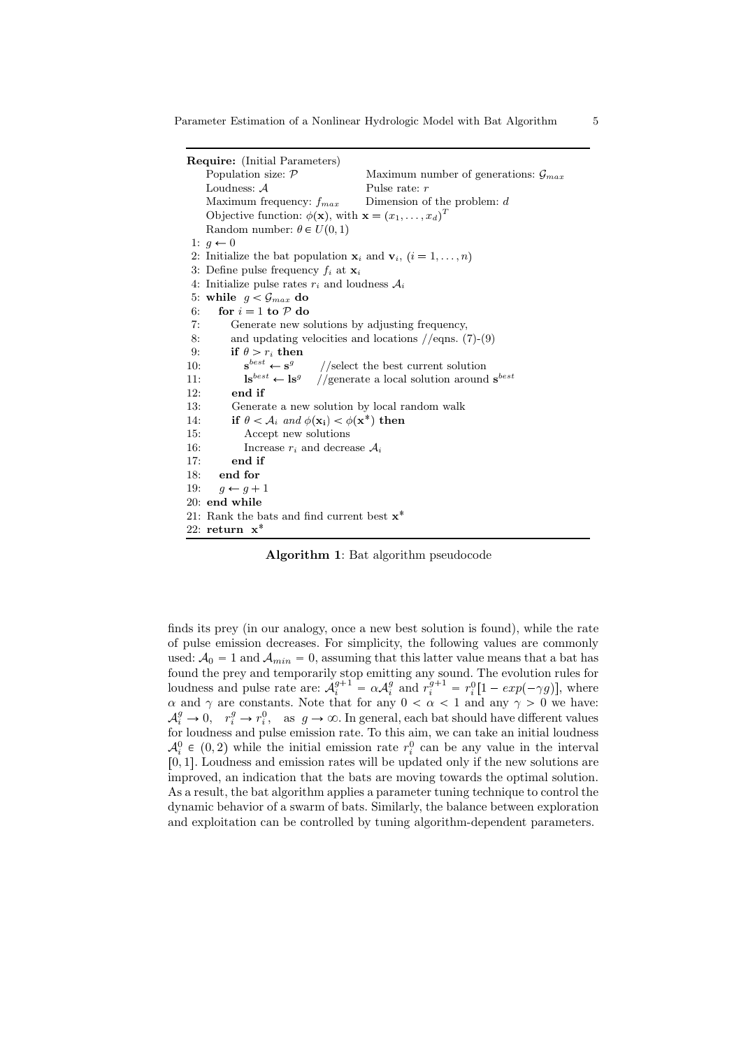```
Require: (Initial Parameters)
    Population size: P                  Maximum number of generations: G_max
    Loudness: A                         Pulse rate: r
    Maximum frequency: f_max            Dimension of the problem: d
    Objective function: φ(x), with x = (x_1, ..., x_d)^T
    Random number: θ ∈ U(0, 1)
 1: g ← 0
 2: Initialize the bat population x_i and v_i, (i = 1, ..., n)
 3: Define pulse frequency f_i at x_i
 4: Initialize pulse rates r_i and loudness A_i
 5: while g < G_max do
 6:   for i = 1 to P do
 7:     Generate new solutions by adjusting frequency,
 8:     and updating velocities and locations //eqns. (7)-(9)
 9:     if θ > r_i then
10:       s^best ← s^g        //select the best current solution
11:       ls^best ← ls^g      //generate a local solution around s^best
12:     end if
13:     Generate a new solution by local random walk
14:     if θ < A_i and φ(x_i) < φ(x*) then
15:       Accept new solutions
16:       Increase r_i and decrease A_i
17:     end if
18:   end for
19:   g ← g + 1
20: end while
21: Rank the bats and find current best x*
22: return x*
```

**Algorithm 1**: Bat algorithm pseudocode

finds its prey (in our analogy, once a new best solution is found), while the rate of pulse emission decreases. For simplicity, the following values are commonly used: $\mathcal{A}_0 = 1$ and $\mathcal{A}_{min} = 0$, assuming that this latter value means that a bat has found the prey and temporarily stop emitting any sound. The evolution rules for loudness and pulse rate are: $\mathcal{A}_i^{g+1} = \alpha \mathcal{A}_i^g$ and $r_i^{g+1} = r_i^0[1 - exp(-\gamma g)]$, where $\alpha$ and $\gamma$ are constants. Note that for any $0 < \alpha < 1$ and any $\gamma > 0$ we have: $\mathcal{A}_i^g \to 0, \quad r_i^g \to r_i^0, \quad \text{as } g \to \infty$. In general, each bat should have different values for loudness and pulse emission rate. To this aim, we can take an initial loudness $\mathcal{A}_i^0 \in (0, 2)$ while the initial emission rate $r_i^0$ can be any value in the interval $[0, 1]$. Loudness and emission rates will be updated only if the new solutions are improved, an indication that the bats are moving towards the optimal solution. As a result, the bat algorithm applies a parameter tuning technique to control the dynamic behavior of a swarm of bats. Similarly, the balance between exploration and exploitation can be controlled by tuning algorithm-dependent parameters.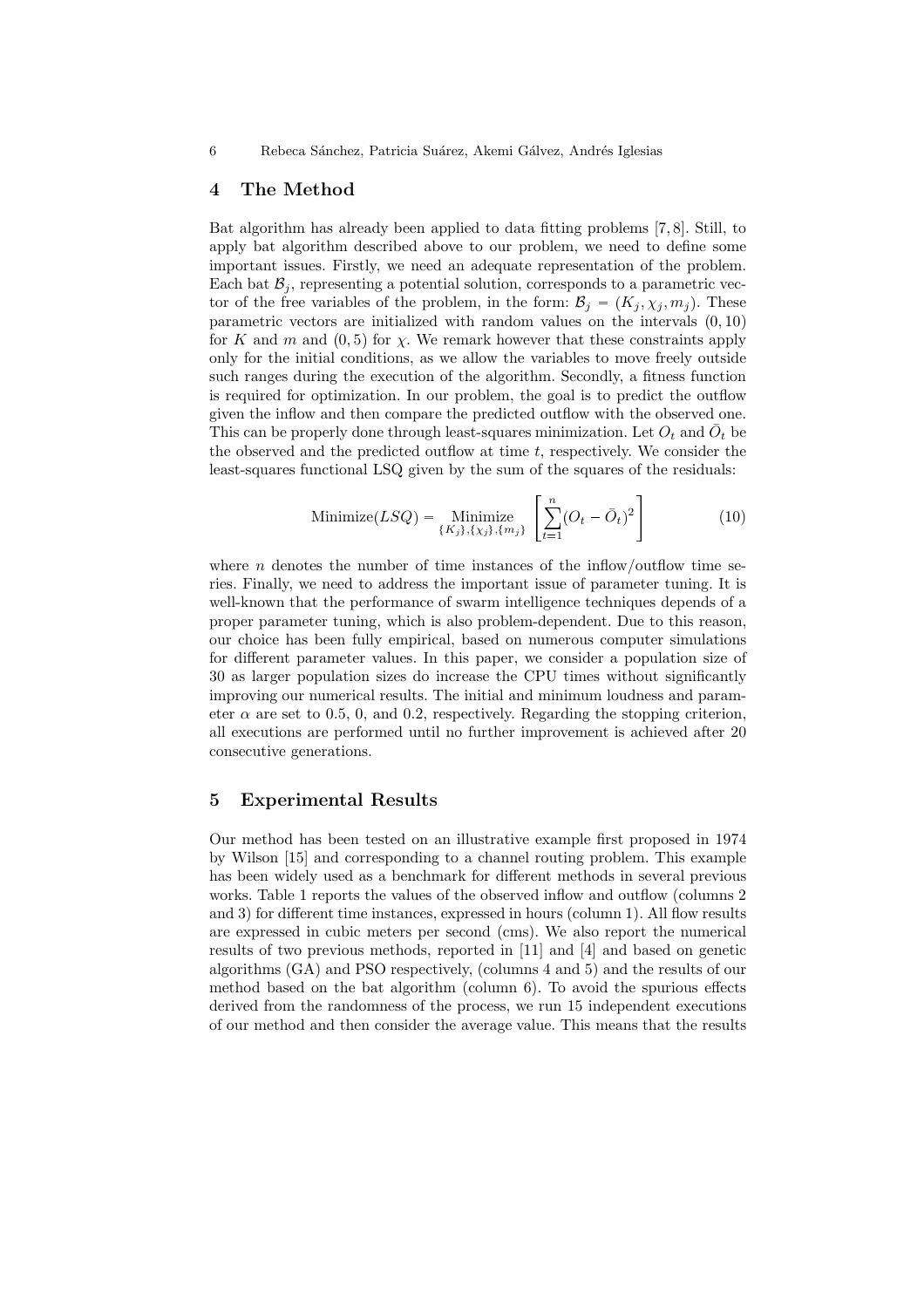## 4 The Method

Bat algorithm has already been applied to data fitting problems [7, 8]. Still, to apply bat algorithm described above to our problem, we need to define some important issues. Firstly, we need an adequate representation of the problem. Each bat $\mathcal{B}_j$, representing a potential solution, corresponds to a parametric vector of the free variables of the problem, in the form: $\mathcal{B}_j = (K_j, \chi_j, m_j)$. These parametric vectors are initialized with random values on the intervals $(0, 10)$ for $K$ and $m$ and $(0, 5)$ for $\chi$. We remark however that these constraints apply only for the initial conditions, as we allow the variables to move freely outside such ranges during the execution of the algorithm. Secondly, a fitness function is required for optimization. In our problem, the goal is to predict the outflow given the inflow and then compare the predicted outflow with the observed one. This can be properly done through least-squares minimization. Let $O_t$ and $\bar{O}_t$ be the observed and the predicted outflow at time $t$, respectively. We consider the least-squares functional LSQ given by the sum of the squares of the residuals:

$$\text{Minimize}(LSQ) = \underset{\{K_j\},\{\chi_j\},\{m_j\}}{\text{Minimize}} \left[ \sum_{t=1}^{n} (O_t - \bar{O}_t)^2 \right] \tag{10}$$

where $n$ denotes the number of time instances of the inflow/outflow time series. Finally, we need to address the important issue of parameter tuning. It is well-known that the performance of swarm intelligence techniques depends of a proper parameter tuning, which is also problem-dependent. Due to this reason, our choice has been fully empirical, based on numerous computer simulations for different parameter values. In this paper, we consider a population size of 30 as larger population sizes do increase the CPU times without significantly improving our numerical results. The initial and minimum loudness and parameter $\alpha$ are set to 0.5, 0, and 0.2, respectively. Regarding the stopping criterion, all executions are performed until no further improvement is achieved after 20 consecutive generations.

## 5 Experimental Results

Our method has been tested on an illustrative example first proposed in 1974 by Wilson [15] and corresponding to a channel routing problem. This example has been widely used as a benchmark for different methods in several previous works. Table 1 reports the values of the observed inflow and outflow (columns 2 and 3) for different time instances, expressed in hours (column 1). All flow results are expressed in cubic meters per second (cms). We also report the numerical results of two previous methods, reported in [11] and [4] and based on genetic algorithms (GA) and PSO respectively, (columns 4 and 5) and the results of our method based on the bat algorithm (column 6). To avoid the spurious effects derived from the randomness of the process, we run 15 independent executions of our method and then consider the average value. This means that the results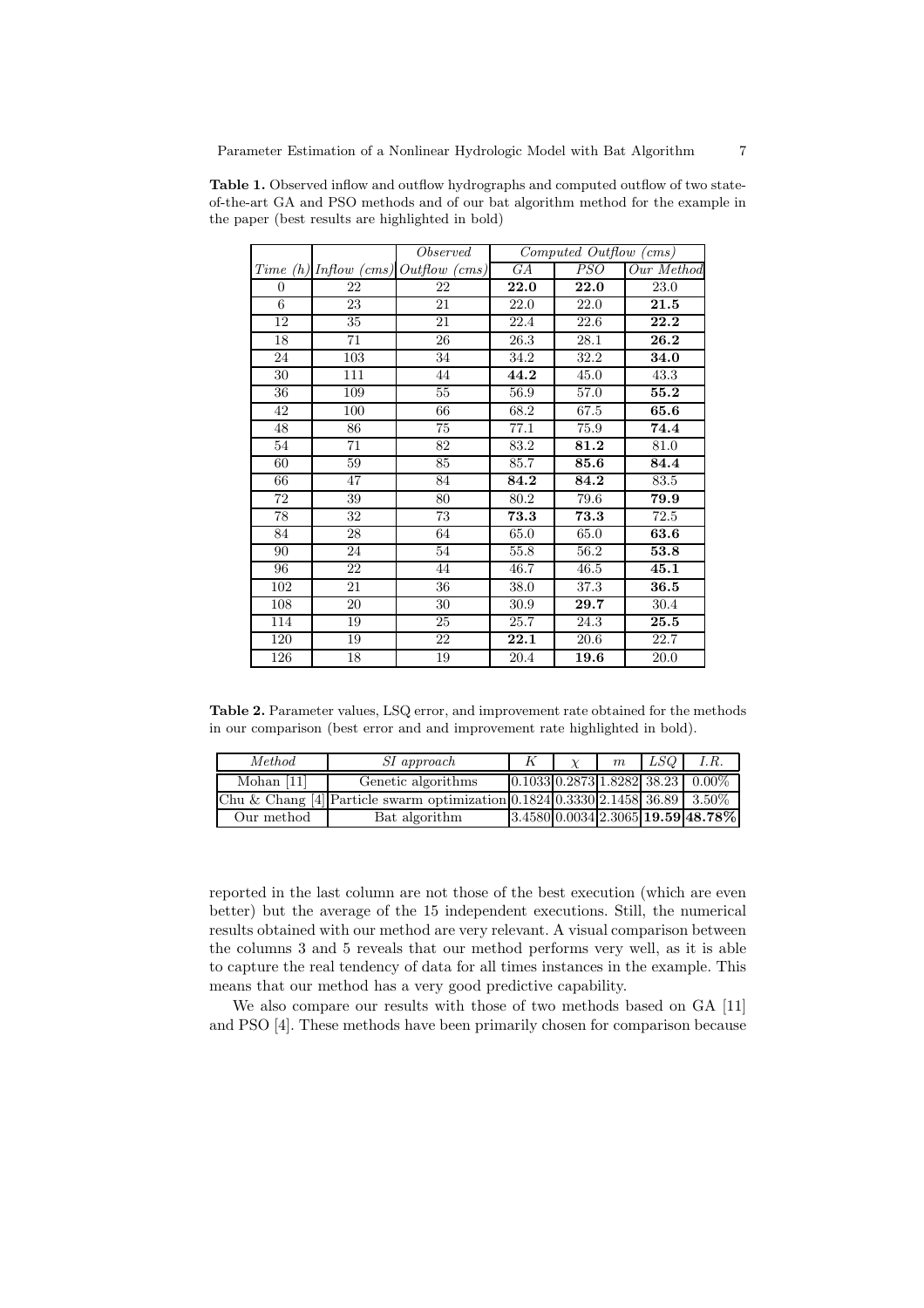**Table 1.** Observed inflow and outflow hydrographs and computed outflow of two state-of-the-art GA and PSO methods and of our bat algorithm method for the example in the paper (best results are highlighted in bold)

| | | *Observed* | *Computed Outflow (cms)* | | |
|---|---|---|---|---|---|
| *Time (h)* | *Inflow (cms)* | *Outflow (cms)* | *GA* | *PSO* | *Our Method* |
| 0 | 22 | 22 | **22.0** | **22.0** | 23.0 |
| 6 | 23 | 21 | 22.0 | 22.0 | **21.5** |
| 12 | 35 | 21 | 22.4 | 22.6 | **22.2** |
| 18 | 71 | 26 | 26.3 | 28.1 | **26.2** |
| 24 | 103 | 34 | 34.2 | 32.2 | **34.0** |
| 30 | 111 | 44 | **44.2** | 45.0 | 43.3 |
| 36 | 109 | 55 | 56.9 | 57.0 | **55.2** |
| 42 | 100 | 66 | 68.2 | 67.5 | **65.6** |
| 48 | 86 | 75 | 77.1 | 75.9 | **74.4** |
| 54 | 71 | 82 | 83.2 | **81.2** | 81.0 |
| 60 | 59 | 85 | 85.7 | **85.6** | **84.4** |
| 66 | 47 | 84 | **84.2** | **84.2** | 83.5 |
| 72 | 39 | 80 | 80.2 | 79.6 | **79.9** |
| 78 | 32 | 73 | **73.3** | **73.3** | 72.5 |
| 84 | 28 | 64 | 65.0 | 65.0 | **63.6** |
| 90 | 24 | 54 | 55.8 | 56.2 | **53.8** |
| 96 | 22 | 44 | 46.7 | 46.5 | **45.1** |
| 102 | 21 | 36 | 38.0 | 37.3 | **36.5** |
| 108 | 20 | 30 | 30.9 | **29.7** | 30.4 |
| 114 | 19 | 25 | 25.7 | 24.3 | **25.5** |
| 120 | 19 | 22 | **22.1** | 20.6 | 22.7 |
| 126 | 18 | 19 | 20.4 | **19.6** | 20.0 |

**Table 2.** Parameter values, LSQ error, and improvement rate obtained for the methods in our comparison (best error and and improvement rate highlighted in bold).

| *Method* | *SI approach* | $K$ | $\chi$ | $m$ | *LSQ* | *I.R.* |
|---|---|---|---|---|---|---|
| Mohan [11] | Genetic algorithms | 0.1033 | 0.2873 | 1.8282 | 38.23 | 0.00% |
| Chu & Chang [4] | Particle swarm optimization | 0.1824 | 0.3330 | 2.1458 | 36.89 | 3.50% |
| Our method | Bat algorithm | 3.4580 | 0.0034 | 2.3065 | **19.59** | **48.78%** |

reported in the last column are not those of the best execution (which are even better) but the average of the 15 independent executions. Still, the numerical results obtained with our method are very relevant. A visual comparison between the columns 3 and 5 reveals that our method performs very well, as it is able to capture the real tendency of data for all times instances in the example. This means that our method has a very good predictive capability.

We also compare our results with those of two methods based on GA [11] and PSO [4]. These methods have been primarily chosen for comparison because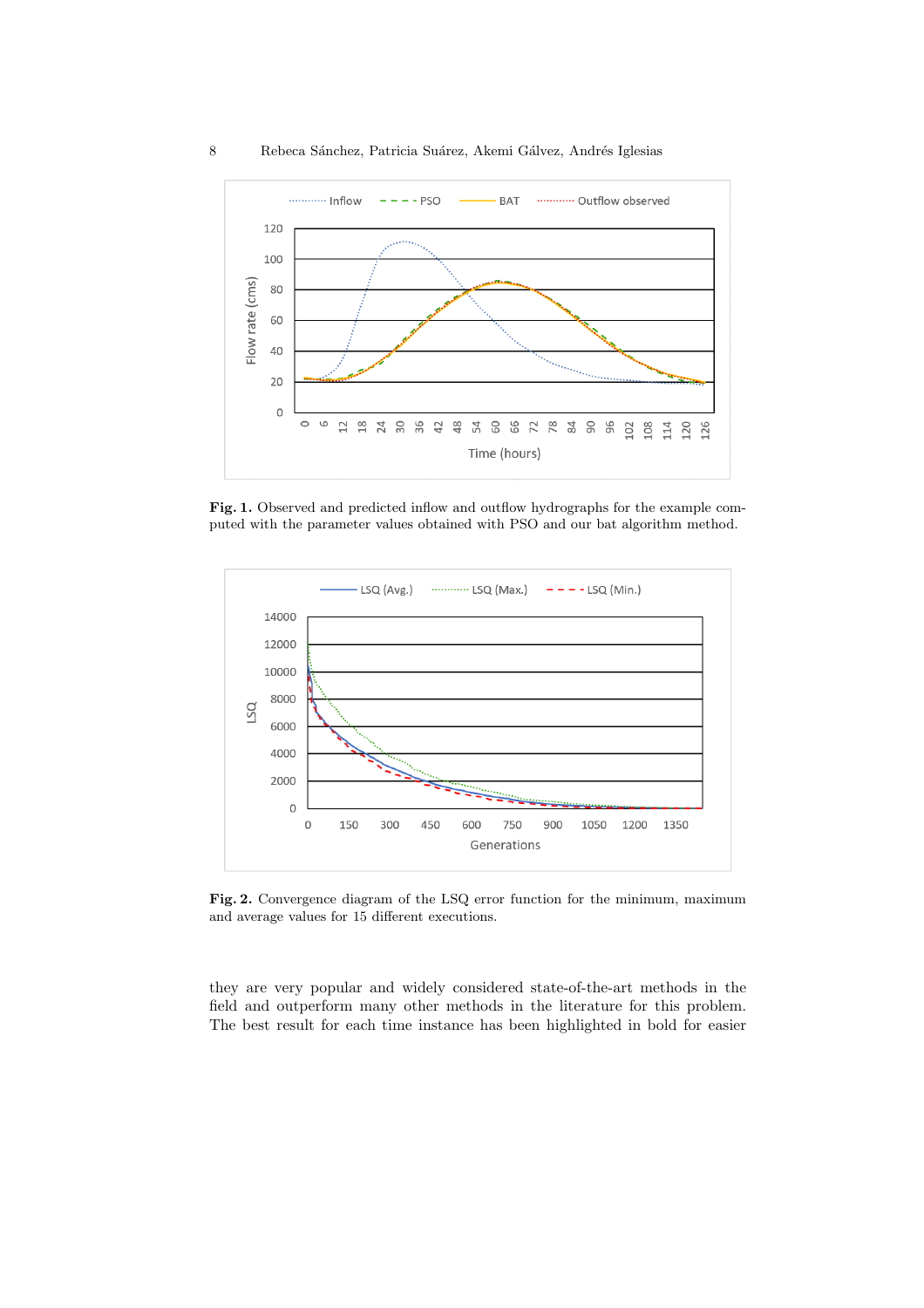**Fig. 1.** Observed and predicted inflow and outflow hydrographs for the example computed with the parameter values obtained with PSO and our bat algorithm method.

**Fig. 2.** Convergence diagram of the LSQ error function for the minimum, maximum and average values for 15 different executions.

they are very popular and widely considered state-of-the-art methods in the field and outperform many other methods in the literature for this problem. The best result for each time instance has been highlighted in bold for easier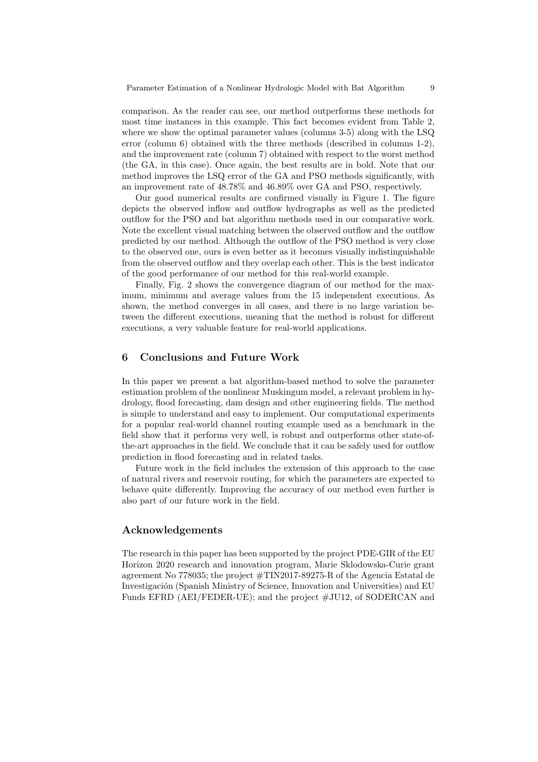comparison. As the reader can see, our method outperforms these methods for most time instances in this example. This fact becomes evident from Table 2, where we show the optimal parameter values (columns 3-5) along with the LSQ error (column 6) obtained with the three methods (described in columns 1-2), and the improvement rate (column 7) obtained with respect to the worst method (the GA, in this case). Once again, the best results are in bold. Note that our method improves the LSQ error of the GA and PSO methods significantly, with an improvement rate of 48.78% and 46.89% over GA and PSO, respectively.

Our good numerical results are confirmed visually in Figure 1. The figure depicts the observed inflow and outflow hydrographs as well as the predicted outflow for the PSO and bat algorithm methods used in our comparative work. Note the excellent visual matching between the observed outflow and the outflow predicted by our method. Although the outflow of the PSO method is very close to the observed one, ours is even better as it becomes visually indistinguishable from the observed outflow and they overlap each other. This is the best indicator of the good performance of our method for this real-world example.

Finally, Fig. 2 shows the convergence diagram of our method for the maximum, minimum and average values from the 15 independent executions. As shown, the method converges in all cases, and there is no large variation between the different executions, meaning that the method is robust for different executions, a very valuable feature for real-world applications.

## 6 Conclusions and Future Work

In this paper we present a bat algorithm-based method to solve the parameter estimation problem of the nonlinear Muskingum model, a relevant problem in hydrology, flood forecasting, dam design and other engineering fields. The method is simple to understand and easy to implement. Our computational experiments for a popular real-world channel routing example used as a benchmark in the field show that it performs very well, is robust and outperforms other state-of-the-art approaches in the field. We conclude that it can be safely used for outflow prediction in flood forecasting and in related tasks.

Future work in the field includes the extension of this approach to the case of natural rivers and reservoir routing, for which the parameters are expected to behave quite differently. Improving the accuracy of our method even further is also part of our future work in the field.

## Acknowledgements

The research in this paper has been supported by the project PDE-GIR of the EU Horizon 2020 research and innovation program, Marie Sklodowska-Curie grant agreement No 778035; the project #TIN2017-89275-R of the Agencia Estatal de Investigación (Spanish Ministry of Science, Innovation and Universities) and EU Funds EFRD (AEI/FEDER-UE); and the project #JU12, of SODERCAN and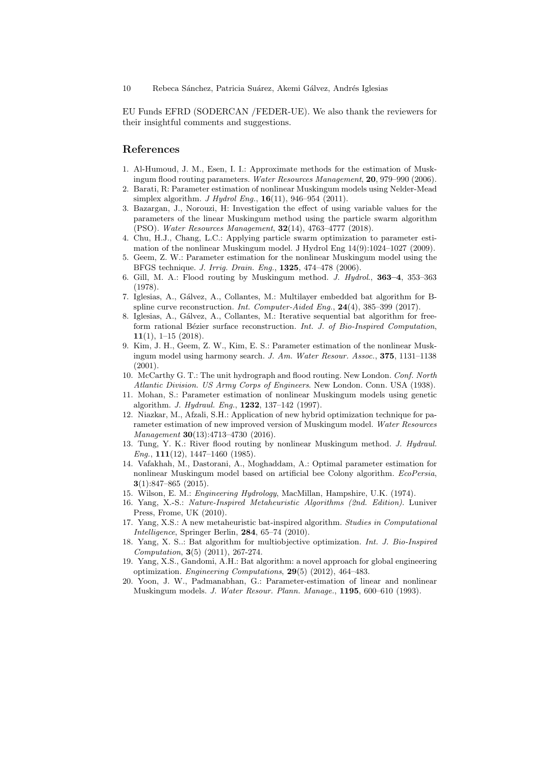EU Funds EFRD (SODERCAN /FEDER-UE). We also thank the reviewers for their insightful comments and suggestions.

## References

1. Al-Humoud, J. M., Esen, I. I.: Approximate methods for the estimation of Muskingum flood routing parameters. *Water Resources Management*, **20**, 979–990 (2006).
2. Barati, R: Parameter estimation of nonlinear Muskingum models using Nelder-Mead simplex algorithm. *J Hydrol Eng.*, **16**(11), 946–954 (2011).
3. Bazargan, J., Norouzi, H: Investigation the effect of using variable values for the parameters of the linear Muskingum method using the particle swarm algorithm (PSO). *Water Resources Management*, **32**(14), 4763–4777 (2018).
4. Chu, H.J., Chang, L.C.: Applying particle swarm optimization to parameter estimation of the nonlinear Muskingum model. J Hydrol Eng 14(9):1024–1027 (2009).
5. Geem, Z. W.: Parameter estimation for the nonlinear Muskingum model using the BFGS technique. *J. Irrig. Drain. Eng.*, **1325**, 474–478 (2006).
6. Gill, M. A.: Flood routing by Muskingum method. *J. Hydrol.*, **363–4**, 353–363 (1978).
7. Iglesias, A., Gálvez, A., Collantes, M.: Multilayer embedded bat algorithm for B-spline curve reconstruction. *Int. Computer-Aided Eng.*, **24**(4), 385–399 (2017).
8. Iglesias, A., Gálvez, A., Collantes, M.: Iterative sequential bat algorithm for free-form rational Bézier surface reconstruction. *Int. J. of Bio-Inspired Computation*, **11**(1), 1–15 (2018).
9. Kim, J. H., Geem, Z. W., Kim, E. S.: Parameter estimation of the nonlinear Muskingum model using harmony search. *J. Am. Water Resour. Assoc.*, **375**, 1131–1138 (2001).
10. McCarthy G. T.: The unit hydrograph and flood routing. New London. *Conf. North Atlantic Division. US Army Corps of Engineers*. New London. Conn. USA (1938).
11. Mohan, S.: Parameter estimation of nonlinear Muskingum models using genetic algorithm. *J. Hydraul. Eng.*, **1232**, 137–142 (1997).
12. Niazkar, M., Afzali, S.H.: Application of new hybrid optimization technique for parameter estimation of new improved version of Muskingum model. *Water Resources Management* **30**(13):4713–4730 (2016).
13. Tung, Y. K.: River flood routing by nonlinear Muskingum method. *J. Hydraul. Eng.*, **111**(12), 1447–1460 (1985).
14. Vafakhah, M., Dastorani, A., Moghaddam, A.: Optimal parameter estimation for nonlinear Muskingum model based on artificial bee Colony algorithm. *EcoPersia*, **3**(1):847–865 (2015).
15. Wilson, E. M.: *Engineering Hydrology*, MacMillan, Hampshire, U.K. (1974).
16. Yang, X.-S.: *Nature-Inspired Metaheuristic Algorithms (2nd. Edition)*. Luniver Press, Frome, UK (2010).
17. Yang, X.S.: A new metaheuristic bat-inspired algorithm. *Studies in Computational Intelligence*, Springer Berlin, **284**, 65–74 (2010).
18. Yang, X. S..: Bat algorithm for multiobjective optimization. *Int. J. Bio-Inspired Computation*, **3**(5) (2011), 267-274.
19. Yang, X.S., Gandomi, A.H.: Bat algorithm: a novel approach for global engineering optimization. *Engineering Computations*, **29**(5) (2012), 464–483.
20. Yoon, J. W., Padmanabhan, G.: Parameter-estimation of linear and nonlinear Muskingum models. *J. Water Resour. Plann. Manage.*, **1195**, 600–610 (1993).